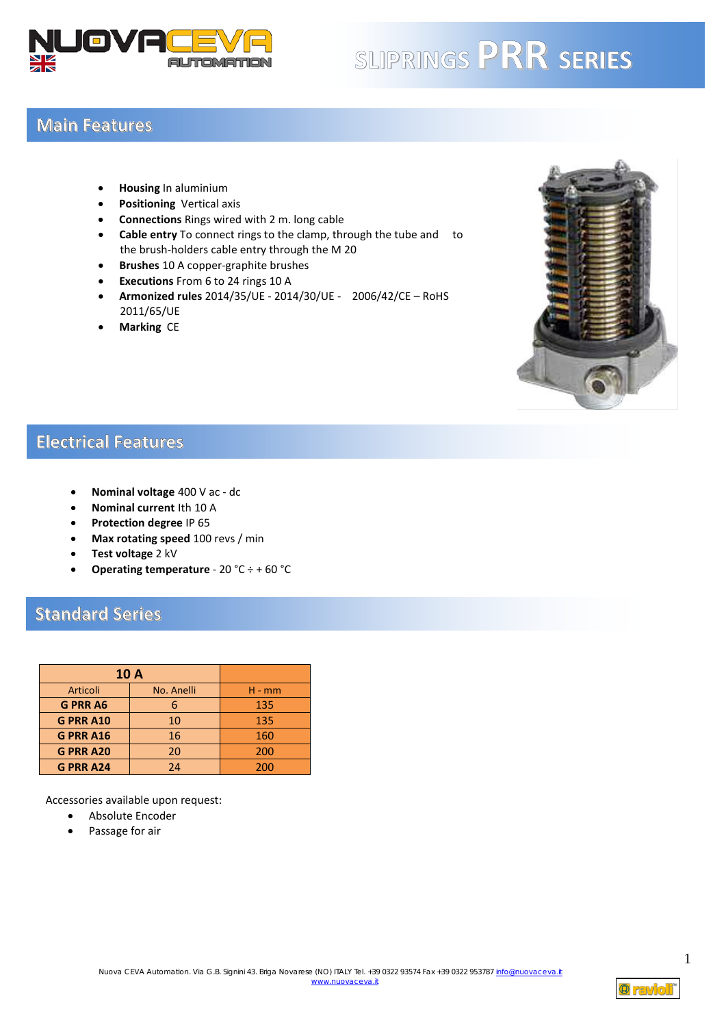# SLIPRINGS PRR SERIES

## Main Features

- **Housing** In aluminium
- **Positioning** Vertical axis
- **Connections** Rings wired with 2 m. long cable
- **Cable entry** To connect rings to the clamp, through the tube and to the brush-holders cable entry through the M 20
- **Brushes** 10 A copper-graphite brushes
- **Executions** From 6 to 24 rings 10 A
- **Armonized rules** 2014/35/UE - 2014/30/UE - 2006/42/CE – RoHS 2011/65/UE
- **Marking** CE

## Electrical Features

- **Nominal voltage** 400 V ac - dc
- **Nominal current** Ith 10 A
- **Protection degree** IP 65
- **Max rotating speed** 100 revs / min
- **Test voltage** 2 kV
- **Operating temperature** - 20 °C ÷ + 60 °C

## Standard Series

| 10 A | | |
|---|---|---|
| Articoli | No. Anelli | H - mm |
| **G PRR A6** | 6 | 135 |
| **G PRR A10** | 10 | 135 |
| **G PRR A16** | 16 | 160 |
| **G PRR A20** | 20 | 200 |
| **G PRR A24** | 24 | 200 |

Accessories available upon request:

- Absolute Encoder
- Passage for air

Nuova CEVA Automation. Via G.B. Signini 43. Briga Novarese (NO) ITALY Tel. +39 0322 93574 Fax +39 0322 953787 info@nuovaceva.it www.nuovaceva.it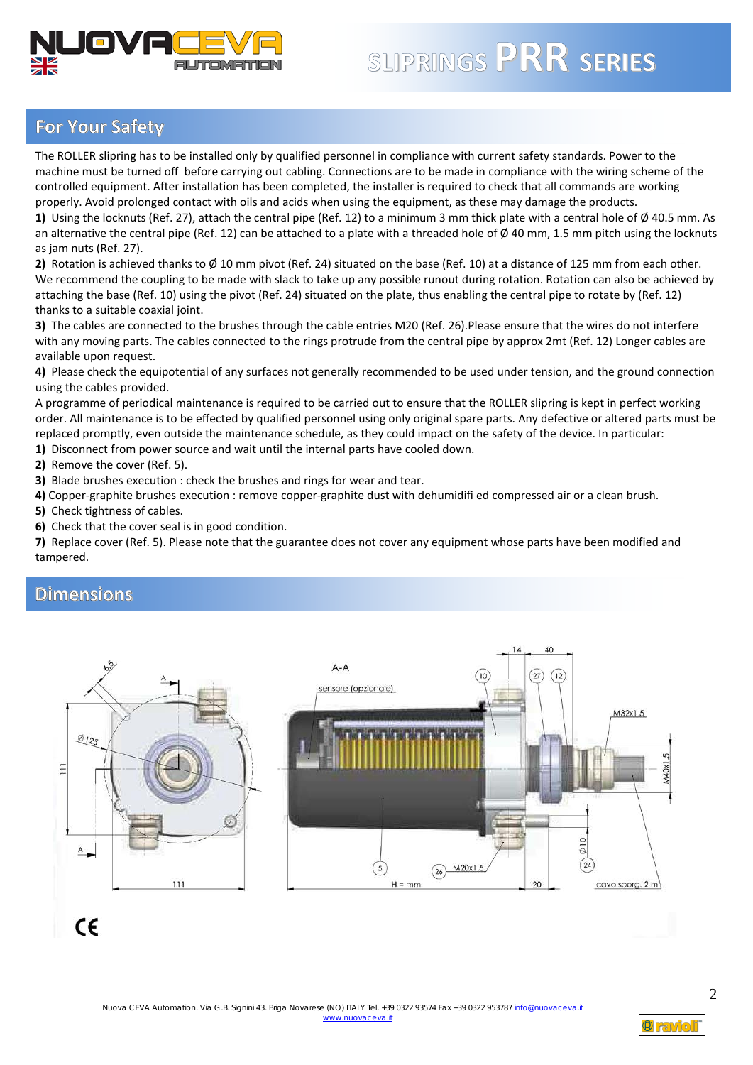# SLIPRINGS PRR SERIES

## For Your Safety

The ROLLER slipring has to be installed only by qualified personnel in compliance with current safety standards. Power to the machine must be turned off before carrying out cabling. Connections are to be made in compliance with the wiring scheme of the controlled equipment. After installation has been completed, the installer is required to check that all commands are working properly. Avoid prolonged contact with oils and acids when using the equipment, as these may damage the products.

**1)** Using the locknuts (Ref. 27), attach the central pipe (Ref. 12) to a minimum 3 mm thick plate with a central hole of Ø 40.5 mm. As an alternative the central pipe (Ref. 12) can be attached to a plate with a threaded hole of Ø 40 mm, 1.5 mm pitch using the locknuts as jam nuts (Ref. 27).

**2)** Rotation is achieved thanks to Ø 10 mm pivot (Ref. 24) situated on the base (Ref. 10) at a distance of 125 mm from each other. We recommend the coupling to be made with slack to take up any possible runout during rotation. Rotation can also be achieved by attaching the base (Ref. 10) using the pivot (Ref. 24) situated on the plate, thus enabling the central pipe to rotate by (Ref. 12) thanks to a suitable coaxial joint.

**3)** The cables are connected to the brushes through the cable entries M20 (Ref. 26).Please ensure that the wires do not interfere with any moving parts. The cables connected to the rings protrude from the central pipe by approx 2mt (Ref. 12) Longer cables are available upon request.

**4)** Please check the equipotential of any surfaces not generally recommended to be used under tension, and the ground connection using the cables provided.

A programme of periodical maintenance is required to be carried out to ensure that the ROLLER slipring is kept in perfect working order. All maintenance is to be effected by qualified personnel using only original spare parts. Any defective or altered parts must be replaced promptly, even outside the maintenance schedule, as they could impact on the safety of the device. In particular:

**1)** Disconnect from power source and wait until the internal parts have cooled down.
**2)** Remove the cover (Ref. 5).
**3)** Blade brushes execution : check the brushes and rings for wear and tear.
**4)** Copper-graphite brushes execution : remove copper-graphite dust with dehumidifi ed compressed air or a clean brush.
**5)** Check tightness of cables.
**6)** Check that the cover seal is in good condition.
**7)** Replace cover (Ref. 5). Please note that the guarantee does not cover any equipment whose parts have been modified and tampered.

## Dimensions

6,5
A
Ø 125
111
A
111

A-A
sensore (opzionale)
10
14
40
27
12
M32x1,5
M40x1,5
Ø 10
24
5
26
M20x1,5
H = mm
20
cavo sporg. 2 m

CE

Nuova CEVA Automation. Via G.B. Signini 43. Briga Novarese (NO) ITALY Tel. +39 0322 93574 Fax +39 0322 953787 info@nuovaceva.it
www.nuovaceva.it